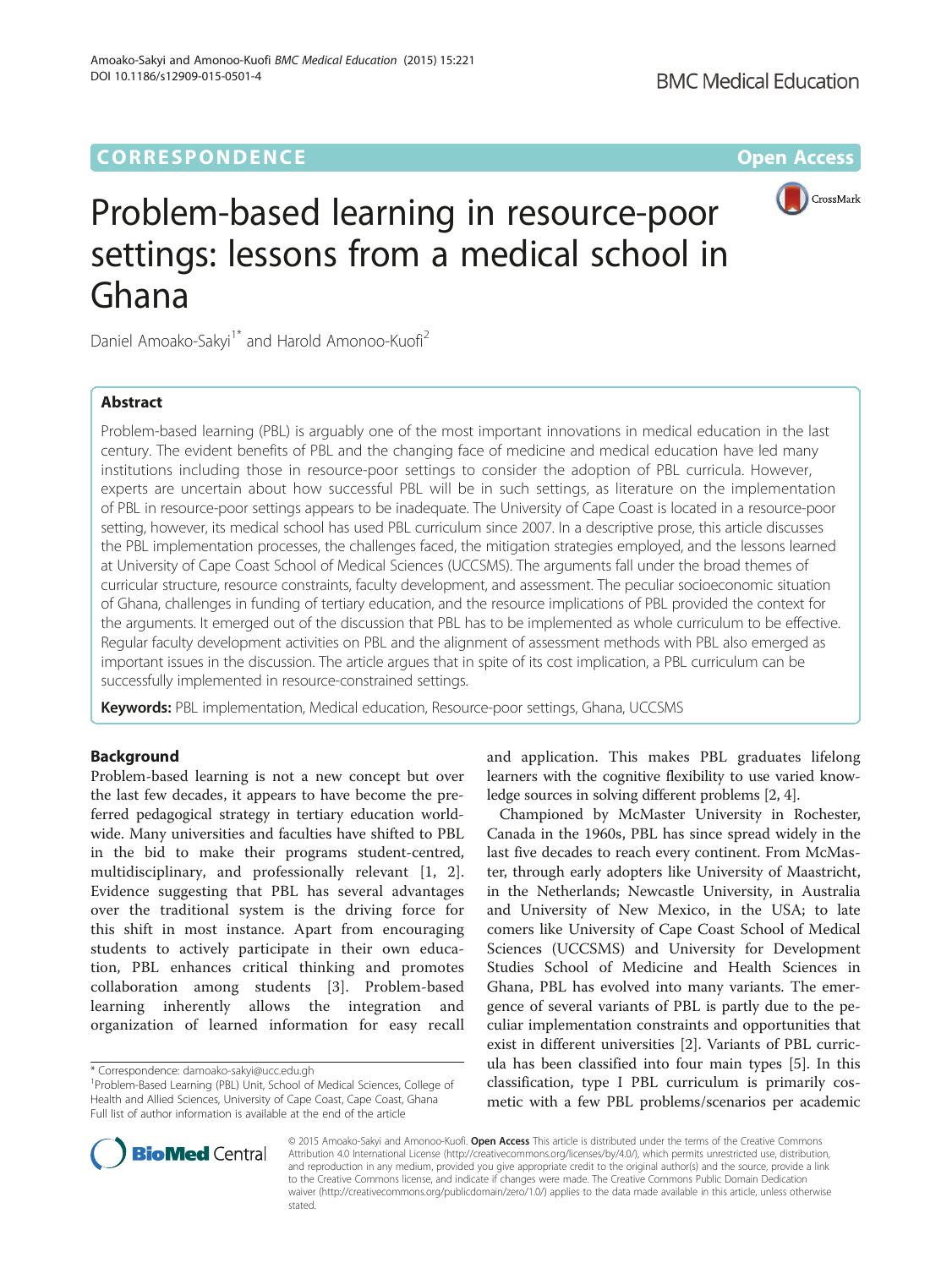CORRESPONDENCE Open Access

# Problem-based learning in resource-poor settings: lessons from a medical school in Ghana

Daniel Amoako-Sakyi[1*] and Harold Amonoo-Kuofi[2]

## Abstract

Problem-based learning (PBL) is arguably one of the most important innovations in medical education in the last century. The evident benefits of PBL and the changing face of medicine and medical education have led many institutions including those in resource-poor settings to consider the adoption of PBL curricula. However, experts are uncertain about how successful PBL will be in such settings, as literature on the implementation of PBL in resource-poor settings appears to be inadequate. The University of Cape Coast is located in a resource-poor setting, however, its medical school has used PBL curriculum since 2007. In a descriptive prose, this article discusses the PBL implementation processes, the challenges faced, the mitigation strategies employed, and the lessons learned at University of Cape Coast School of Medical Sciences (UCCSMS). The arguments fall under the broad themes of curricular structure, resource constraints, faculty development, and assessment. The peculiar socioeconomic situation of Ghana, challenges in funding of tertiary education, and the resource implications of PBL provided the context for the arguments. It emerged out of the discussion that PBL has to be implemented as whole curriculum to be effective. Regular faculty development activities on PBL and the alignment of assessment methods with PBL also emerged as important issues in the discussion. The article argues that in spite of its cost implication, a PBL curriculum can be successfully implemented in resource-constrained settings.

**Keywords:** PBL implementation, Medical education, Resource-poor settings, Ghana, UCCSMS

## Background

Problem-based learning is not a new concept but over the last few decades, it appears to have become the preferred pedagogical strategy in tertiary education worldwide. Many universities and faculties have shifted to PBL in the bid to make their programs student-centred, multidisciplinary, and professionally relevant [1, 2]. Evidence suggesting that PBL has several advantages over the traditional system is the driving force for this shift in most instance. Apart from encouraging students to actively participate in their own education, PBL enhances critical thinking and promotes collaboration among students [3]. Problem-based learning inherently allows the integration and organization of learned information for easy recall and application. This makes PBL graduates lifelong learners with the cognitive flexibility to use varied knowledge sources in solving different problems [2, 4].

Championed by McMaster University in Rochester, Canada in the 1960s, PBL has since spread widely in the last five decades to reach every continent. From McMaster, through early adopters like University of Maastricht, in the Netherlands; Newcastle University, in Australia and University of New Mexico, in the USA; to late comers like University of Cape Coast School of Medical Sciences (UCCSMS) and University for Development Studies School of Medicine and Health Sciences in Ghana, PBL has evolved into many variants. The emergence of several variants of PBL is partly due to the peculiar implementation constraints and opportunities that exist in different universities [2]. Variants of PBL curricula has been classified into four main types [5]. In this classification, type I PBL curriculum is primarily cosmetic with a few PBL problems/scenarios per academic

* Correspondence: damoako-sakyi@ucc.edu.gh
[1]Problem-Based Learning (PBL) Unit, School of Medical Sciences, College of Health and Allied Sciences, University of Cape Coast, Cape Coast, Ghana
Full list of author information is available at the end of the article

© 2015 Amoako-Sakyi and Amonoo-Kuofi. **Open Access** This article is distributed under the terms of the Creative Commons Attribution 4.0 International License (http://creativecommons.org/licenses/by/4.0/), which permits unrestricted use, distribution, and reproduction in any medium, provided you give appropriate credit to the original author(s) and the source, provide a link to the Creative Commons license, and indicate if changes were made. The Creative Commons Public Domain Dedication waiver (http://creativecommons.org/publicdomain/zero/1.0/) applies to the data made available in this article, unless otherwise stated.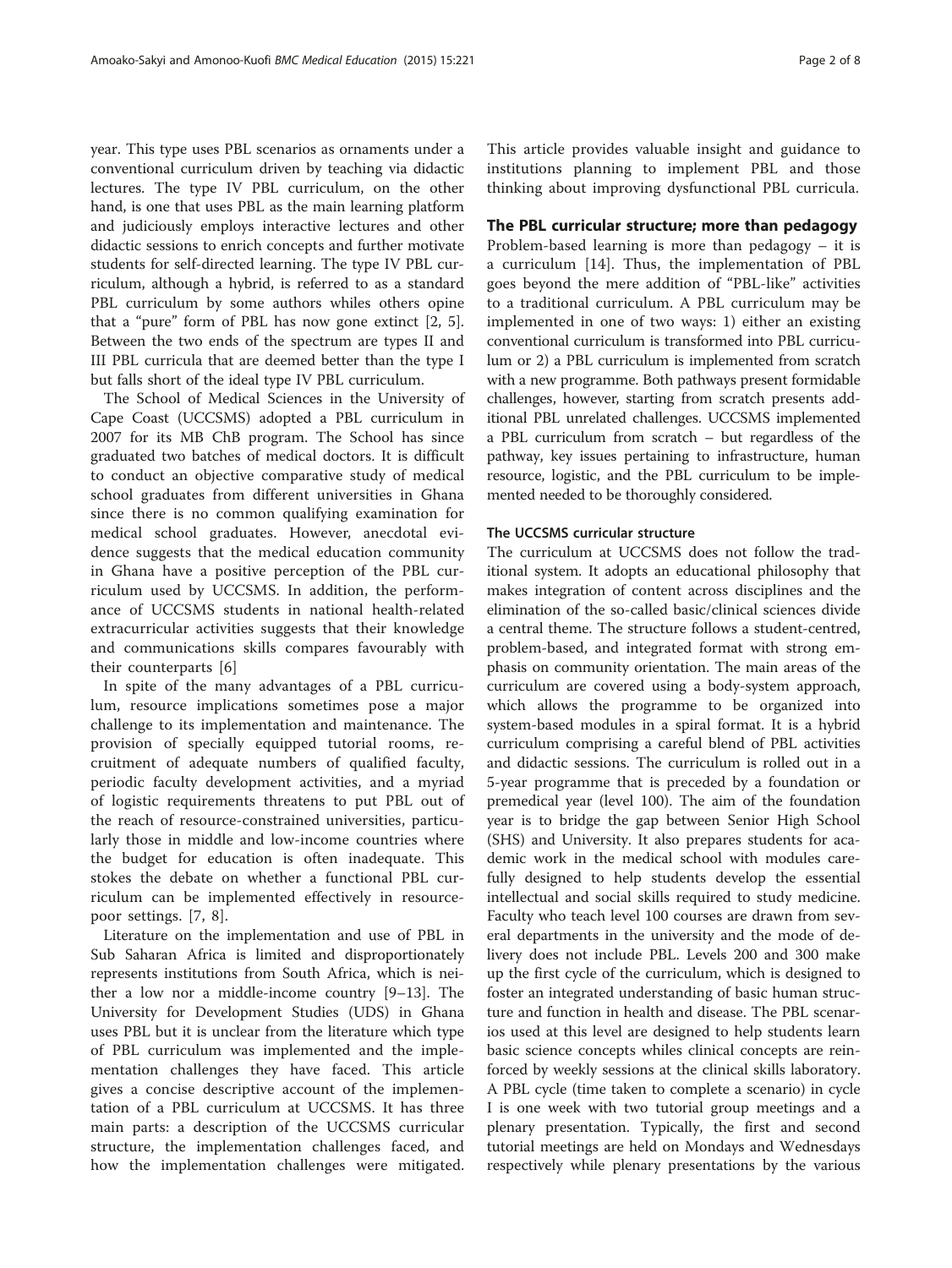year. This type uses PBL scenarios as ornaments under a conventional curriculum driven by teaching via didactic lectures. The type IV PBL curriculum, on the other hand, is one that uses PBL as the main learning platform and judiciously employs interactive lectures and other didactic sessions to enrich concepts and further motivate students for self-directed learning. The type IV PBL curriculum, although a hybrid, is referred to as a standard PBL curriculum by some authors whiles others opine that a "pure" form of PBL has now gone extinct [2, 5]. Between the two ends of the spectrum are types II and III PBL curricula that are deemed better than the type I but falls short of the ideal type IV PBL curriculum.

The School of Medical Sciences in the University of Cape Coast (UCCSMS) adopted a PBL curriculum in 2007 for its MB ChB program. The School has since graduated two batches of medical doctors. It is difficult to conduct an objective comparative study of medical school graduates from different universities in Ghana since there is no common qualifying examination for medical school graduates. However, anecdotal evidence suggests that the medical education community in Ghana have a positive perception of the PBL curriculum used by UCCSMS. In addition, the performance of UCCSMS students in national health-related extracurricular activities suggests that their knowledge and communications skills compares favourably with their counterparts [6]

In spite of the many advantages of a PBL curriculum, resource implications sometimes pose a major challenge to its implementation and maintenance. The provision of specially equipped tutorial rooms, recruitment of adequate numbers of qualified faculty, periodic faculty development activities, and a myriad of logistic requirements threatens to put PBL out of the reach of resource-constrained universities, particularly those in middle and low-income countries where the budget for education is often inadequate. This stokes the debate on whether a functional PBL curriculum can be implemented effectively in resource-poor settings. [7, 8].

Literature on the implementation and use of PBL in Sub Saharan Africa is limited and disproportionately represents institutions from South Africa, which is neither a low nor a middle-income country [9–13]. The University for Development Studies (UDS) in Ghana uses PBL but it is unclear from the literature which type of PBL curriculum was implemented and the implementation challenges they have faced. This article gives a concise descriptive account of the implementation of a PBL curriculum at UCCSMS. It has three main parts: a description of the UCCSMS curricular structure, the implementation challenges faced, and how the implementation challenges were mitigated. This article provides valuable insight and guidance to institutions planning to implement PBL and those thinking about improving dysfunctional PBL curricula.

## The PBL curricular structure; more than pedagogy

Problem-based learning is more than pedagogy – it is a curriculum [14]. Thus, the implementation of PBL goes beyond the mere addition of "PBL-like" activities to a traditional curriculum. A PBL curriculum may be implemented in one of two ways: 1) either an existing conventional curriculum is transformed into PBL curriculum or 2) a PBL curriculum is implemented from scratch with a new programme. Both pathways present formidable challenges, however, starting from scratch presents additional PBL unrelated challenges. UCCSMS implemented a PBL curriculum from scratch – but regardless of the pathway, key issues pertaining to infrastructure, human resource, logistic, and the PBL curriculum to be implemented needed to be thoroughly considered.

### The UCCSMS curricular structure

The curriculum at UCCSMS does not follow the traditional system. It adopts an educational philosophy that makes integration of content across disciplines and the elimination of the so-called basic/clinical sciences divide a central theme. The structure follows a student-centred, problem-based, and integrated format with strong emphasis on community orientation. The main areas of the curriculum are covered using a body-system approach, which allows the programme to be organized into system-based modules in a spiral format. It is a hybrid curriculum comprising a careful blend of PBL activities and didactic sessions. The curriculum is rolled out in a 5-year programme that is preceded by a foundation or premedical year (level 100). The aim of the foundation year is to bridge the gap between Senior High School (SHS) and University. It also prepares students for academic work in the medical school with modules carefully designed to help students develop the essential intellectual and social skills required to study medicine. Faculty who teach level 100 courses are drawn from several departments in the university and the mode of delivery does not include PBL. Levels 200 and 300 make up the first cycle of the curriculum, which is designed to foster an integrated understanding of basic human structure and function in health and disease. The PBL scenarios used at this level are designed to help students learn basic science concepts whiles clinical concepts are reinforced by weekly sessions at the clinical skills laboratory. A PBL cycle (time taken to complete a scenario) in cycle I is one week with two tutorial group meetings and a plenary presentation. Typically, the first and second tutorial meetings are held on Mondays and Wednesdays respectively while plenary presentations by the various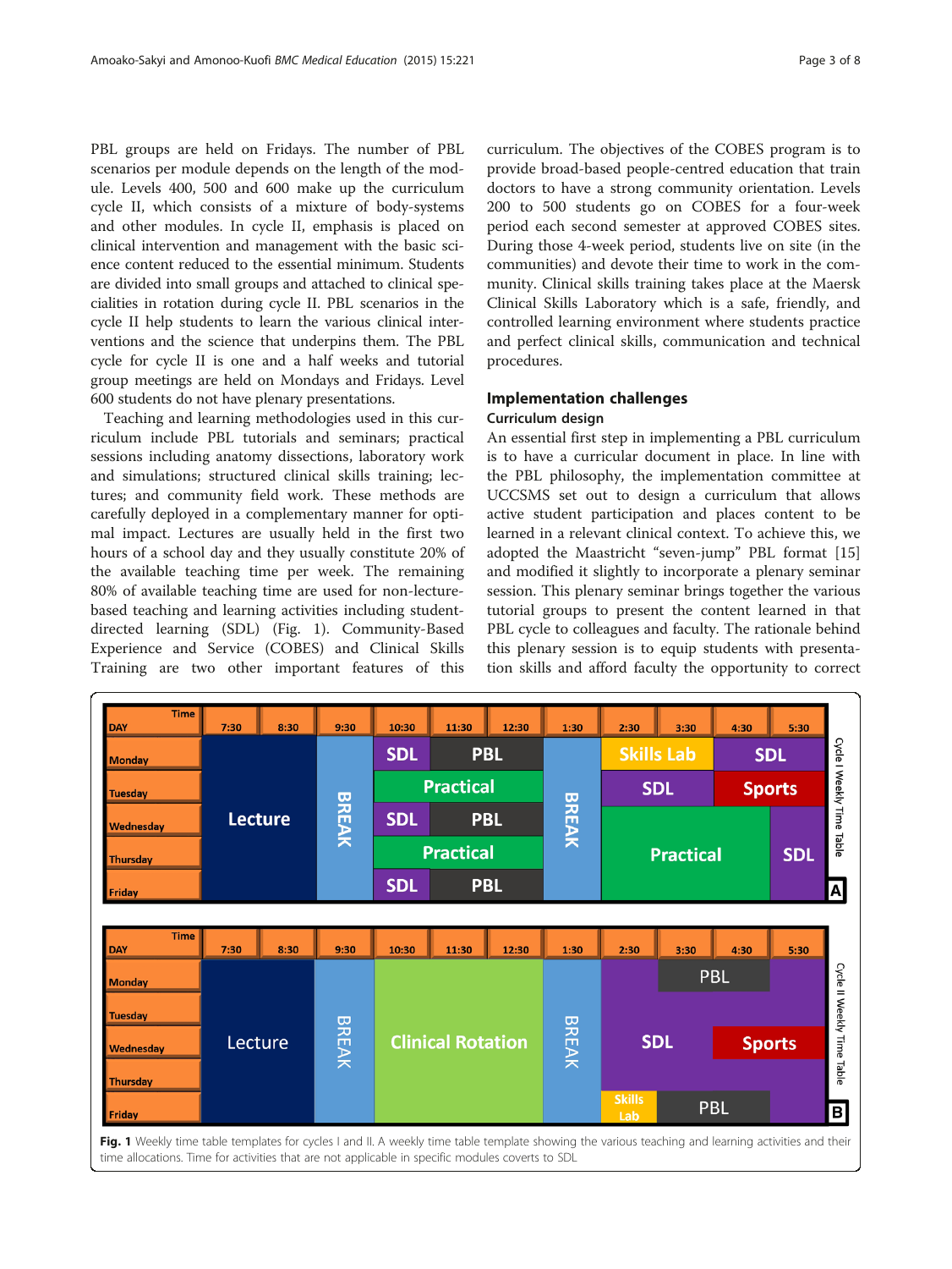PBL groups are held on Fridays. The number of PBL scenarios per module depends on the length of the module. Levels 400, 500 and 600 make up the curriculum cycle II, which consists of a mixture of body-systems and other modules. In cycle II, emphasis is placed on clinical intervention and management with the basic science content reduced to the essential minimum. Students are divided into small groups and attached to clinical specialities in rotation during cycle II. PBL scenarios in the cycle II help students to learn the various clinical interventions and the science that underpins them. The PBL cycle for cycle II is one and a half weeks and tutorial group meetings are held on Mondays and Fridays. Level 600 students do not have plenary presentations.

Teaching and learning methodologies used in this curriculum include PBL tutorials and seminars; practical sessions including anatomy dissections, laboratory work and simulations; structured clinical skills training; lectures; and community field work. These methods are carefully deployed in a complementary manner for optimal impact. Lectures are usually held in the first two hours of a school day and they usually constitute 20% of the available teaching time per week. The remaining 80% of available teaching time are used for non-lecture-based teaching and learning activities including student-directed learning (SDL) (Fig. 1). Community-Based Experience and Service (COBES) and Clinical Skills Training are two other important features of this curriculum. The objectives of the COBES program is to provide broad-based people-centred education that train doctors to have a strong community orientation. Levels 200 to 500 students go on COBES for a four-week period each second semester at approved COBES sites. During those 4-week period, students live on site (in the communities) and devote their time to work in the community. Clinical skills training takes place at the Maersk Clinical Skills Laboratory which is a safe, friendly, and controlled learning environment where students practice and perfect clinical skills, communication and technical procedures.

## Implementation challenges

### Curriculum design

An essential first step in implementing a PBL curriculum is to have a curricular document in place. In line with the PBL philosophy, the implementation committee at UCCSMS set out to design a curriculum that allows active student participation and places content to be learned in a relevant clinical context. To achieve this, we adopted the Maastricht "seven-jump" PBL format [15] and modified it slightly to incorporate a plenary seminar session. This plenary seminar brings together the various tutorial groups to present the content learned in that PBL cycle to colleagues and faculty. The rationale behind this plenary session is to equip students with presentation skills and afford faculty the opportunity to correct

**A** – Cycle I Weekly Time Table

| DAY / Time | 7:30 | 8:30 | 9:30 | 10:30 | 11:30 | 12:30 | 1:30 | 2:30 | 3:30 | 4:30 | 5:30 |
|---|---|---|---|---|---|---|---|---|---|---|---|
| Monday | Lecture | Lecture | BREAK | SDL | PBL | PBL | BREAK | Skills Lab | Skills Lab | SDL | SDL |
| Tuesday | Lecture | Lecture | BREAK | Practical | Practical | Practical | BREAK | SDL | SDL | Sports | Sports |
| Wednesday | Lecture | Lecture | BREAK | SDL | PBL | PBL | BREAK | Practical | Practical | Practical | SDL |
| Thursday | Lecture | Lecture | BREAK | Practical | Practical | Practical | BREAK | Practical | Practical | Practical | SDL |
| Friday | Lecture | Lecture | BREAK | SDL | PBL | PBL | BREAK | Practical | Practical | Practical | SDL |

**B** – Cycle II Weekly Time Table

| DAY / Time | 7:30 | 8:30 | 9:30 | 10:30 | 11:30 | 12:30 | 1:30 | 2:30 | 3:30 | 4:30 | 5:30 |
|---|---|---|---|---|---|---|---|---|---|---|---|
| Monday | Lecture | Lecture | BREAK | Clinical Rotation | Clinical Rotation | Clinical Rotation | BREAK | SDL | PBL | PBL | SDL |
| Tuesday | Lecture | Lecture | BREAK | Clinical Rotation | Clinical Rotation | Clinical Rotation | BREAK | SDL | SDL | SDL | SDL |
| Wednesday | Lecture | Lecture | BREAK | Clinical Rotation | Clinical Rotation | Clinical Rotation | BREAK | SDL | SDL | Sports | Sports |
| Thursday | Lecture | Lecture | BREAK | Clinical Rotation | Clinical Rotation | Clinical Rotation | BREAK | SDL | SDL | SDL | SDL |
| Friday | Lecture | Lecture | BREAK | Clinical Rotation | Clinical Rotation | Clinical Rotation | BREAK | Skills Lab | PBL | PBL | SDL |

**Fig. 1** Weekly time table templates for cycles I and II. A weekly time table template showing the various teaching and learning activities and their time allocations. Time for activities that are not applicable in specific modules coverts to SDL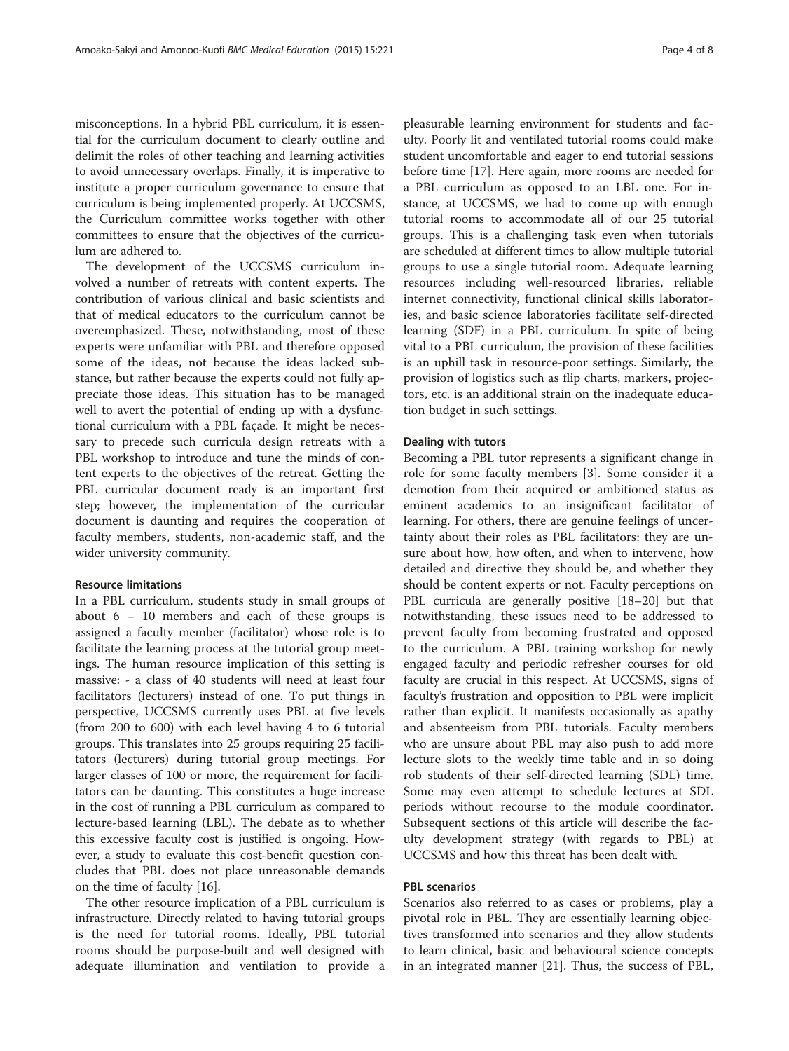misconceptions. In a hybrid PBL curriculum, it is essential for the curriculum document to clearly outline and delimit the roles of other teaching and learning activities to avoid unnecessary overlaps. Finally, it is imperative to institute a proper curriculum governance to ensure that curriculum is being implemented properly. At UCCSMS, the Curriculum committee works together with other committees to ensure that the objectives of the curriculum are adhered to.

The development of the UCCSMS curriculum involved a number of retreats with content experts. The contribution of various clinical and basic scientists and that of medical educators to the curriculum cannot be overemphasized. These, notwithstanding, most of these experts were unfamiliar with PBL and therefore opposed some of the ideas, not because the ideas lacked substance, but rather because the experts could not fully appreciate those ideas. This situation has to be managed well to avert the potential of ending up with a dysfunctional curriculum with a PBL façade. It might be necessary to precede such curricula design retreats with a PBL workshop to introduce and tune the minds of content experts to the objectives of the retreat. Getting the PBL curricular document ready is an important first step; however, the implementation of the curricular document is daunting and requires the cooperation of faculty members, students, non-academic staff, and the wider university community.

#### Resource limitations

In a PBL curriculum, students study in small groups of about 6 – 10 members and each of these groups is assigned a faculty member (facilitator) whose role is to facilitate the learning process at the tutorial group meetings. The human resource implication of this setting is massive: - a class of 40 students will need at least four facilitators (lecturers) instead of one. To put things in perspective, UCCSMS currently uses PBL at five levels (from 200 to 600) with each level having 4 to 6 tutorial groups. This translates into 25 groups requiring 25 facilitators (lecturers) during tutorial group meetings. For larger classes of 100 or more, the requirement for facilitators can be daunting. This constitutes a huge increase in the cost of running a PBL curriculum as compared to lecture-based learning (LBL). The debate as to whether this excessive faculty cost is justified is ongoing. However, a study to evaluate this cost-benefit question concludes that PBL does not place unreasonable demands on the time of faculty [16].

The other resource implication of a PBL curriculum is infrastructure. Directly related to having tutorial groups is the need for tutorial rooms. Ideally, PBL tutorial rooms should be purpose-built and well designed with adequate illumination and ventilation to provide a pleasurable learning environment for students and faculty. Poorly lit and ventilated tutorial rooms could make student uncomfortable and eager to end tutorial sessions before time [17]. Here again, more rooms are needed for a PBL curriculum as opposed to an LBL one. For instance, at UCCSMS, we had to come up with enough tutorial rooms to accommodate all of our 25 tutorial groups. This is a challenging task even when tutorials are scheduled at different times to allow multiple tutorial groups to use a single tutorial room. Adequate learning resources including well-resourced libraries, reliable internet connectivity, functional clinical skills laboratories, and basic science laboratories facilitate self-directed learning (SDF) in a PBL curriculum. In spite of being vital to a PBL curriculum, the provision of these facilities is an uphill task in resource-poor settings. Similarly, the provision of logistics such as flip charts, markers, projectors, etc. is an additional strain on the inadequate education budget in such settings.

#### Dealing with tutors

Becoming a PBL tutor represents a significant change in role for some faculty members [3]. Some consider it a demotion from their acquired or ambitioned status as eminent academics to an insignificant facilitator of learning. For others, there are genuine feelings of uncertainty about their roles as PBL facilitators: they are unsure about how, how often, and when to intervene, how detailed and directive they should be, and whether they should be content experts or not. Faculty perceptions on PBL curricula are generally positive [18–20] but that notwithstanding, these issues need to be addressed to prevent faculty from becoming frustrated and opposed to the curriculum. A PBL training workshop for newly engaged faculty and periodic refresher courses for old faculty are crucial in this respect. At UCCSMS, signs of faculty's frustration and opposition to PBL were implicit rather than explicit. It manifests occasionally as apathy and absenteeism from PBL tutorials. Faculty members who are unsure about PBL may also push to add more lecture slots to the weekly time table and in so doing rob students of their self-directed learning (SDL) time. Some may even attempt to schedule lectures at SDL periods without recourse to the module coordinator. Subsequent sections of this article will describe the faculty development strategy (with regards to PBL) at UCCSMS and how this threat has been dealt with.

#### PBL scenarios

Scenarios also referred to as cases or problems, play a pivotal role in PBL. They are essentially learning objectives transformed into scenarios and they allow students to learn clinical, basic and behavioural science concepts in an integrated manner [21]. Thus, the success of PBL,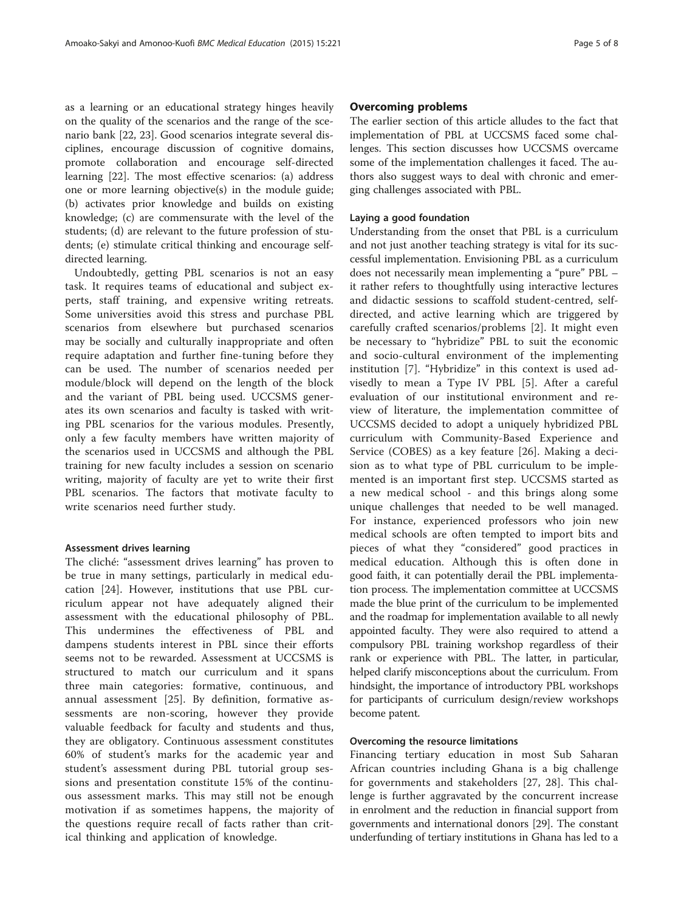as a learning or an educational strategy hinges heavily on the quality of the scenarios and the range of the scenario bank [22, 23]. Good scenarios integrate several disciplines, encourage discussion of cognitive domains, promote collaboration and encourage self-directed learning [22]. The most effective scenarios: (a) address one or more learning objective(s) in the module guide; (b) activates prior knowledge and builds on existing knowledge; (c) are commensurate with the level of the students; (d) are relevant to the future profession of students; (e) stimulate critical thinking and encourage self-directed learning.

Undoubtedly, getting PBL scenarios is not an easy task. It requires teams of educational and subject experts, staff training, and expensive writing retreats. Some universities avoid this stress and purchase PBL scenarios from elsewhere but purchased scenarios may be socially and culturally inappropriate and often require adaptation and further fine-tuning before they can be used. The number of scenarios needed per module/block will depend on the length of the block and the variant of PBL being used. UCCSMS generates its own scenarios and faculty is tasked with writing PBL scenarios for the various modules. Presently, only a few faculty members have written majority of the scenarios used in UCCSMS and although the PBL training for new faculty includes a session on scenario writing, majority of faculty are yet to write their first PBL scenarios. The factors that motivate faculty to write scenarios need further study.

#### Assessment drives learning

The cliché: "assessment drives learning" has proven to be true in many settings, particularly in medical education [24]. However, institutions that use PBL curriculum appear not have adequately aligned their assessment with the educational philosophy of PBL. This undermines the effectiveness of PBL and dampens students interest in PBL since their efforts seems not to be rewarded. Assessment at UCCSMS is structured to match our curriculum and it spans three main categories: formative, continuous, and annual assessment [25]. By definition, formative assessments are non-scoring, however they provide valuable feedback for faculty and students and thus, they are obligatory. Continuous assessment constitutes 60% of student's marks for the academic year and student's assessment during PBL tutorial group sessions and presentation constitute 15% of the continuous assessment marks. This may still not be enough motivation if as sometimes happens, the majority of the questions require recall of facts rather than critical thinking and application of knowledge.

## Overcoming problems

The earlier section of this article alludes to the fact that implementation of PBL at UCCSMS faced some challenges. This section discusses how UCCSMS overcame some of the implementation challenges it faced. The authors also suggest ways to deal with chronic and emerging challenges associated with PBL.

#### Laying a good foundation

Understanding from the onset that PBL is a curriculum and not just another teaching strategy is vital for its successful implementation. Envisioning PBL as a curriculum does not necessarily mean implementing a "pure" PBL – it rather refers to thoughtfully using interactive lectures and didactic sessions to scaffold student-centred, self-directed, and active learning which are triggered by carefully crafted scenarios/problems [2]. It might even be necessary to "hybridize" PBL to suit the economic and socio-cultural environment of the implementing institution [7]. "Hybridize" in this context is used advisedly to mean a Type IV PBL [5]. After a careful evaluation of our institutional environment and review of literature, the implementation committee of UCCSMS decided to adopt a uniquely hybridized PBL curriculum with Community-Based Experience and Service (COBES) as a key feature [26]. Making a decision as to what type of PBL curriculum to be implemented is an important first step. UCCSMS started as a new medical school - and this brings along some unique challenges that needed to be well managed. For instance, experienced professors who join new medical schools are often tempted to import bits and pieces of what they "considered" good practices in medical education. Although this is often done in good faith, it can potentially derail the PBL implementation process. The implementation committee at UCCSMS made the blue print of the curriculum to be implemented and the roadmap for implementation available to all newly appointed faculty. They were also required to attend a compulsory PBL training workshop regardless of their rank or experience with PBL. The latter, in particular, helped clarify misconceptions about the curriculum. From hindsight, the importance of introductory PBL workshops for participants of curriculum design/review workshops become patent.

#### Overcoming the resource limitations

Financing tertiary education in most Sub Saharan African countries including Ghana is a big challenge for governments and stakeholders [27, 28]. This challenge is further aggravated by the concurrent increase in enrolment and the reduction in financial support from governments and international donors [29]. The constant underfunding of tertiary institutions in Ghana has led to a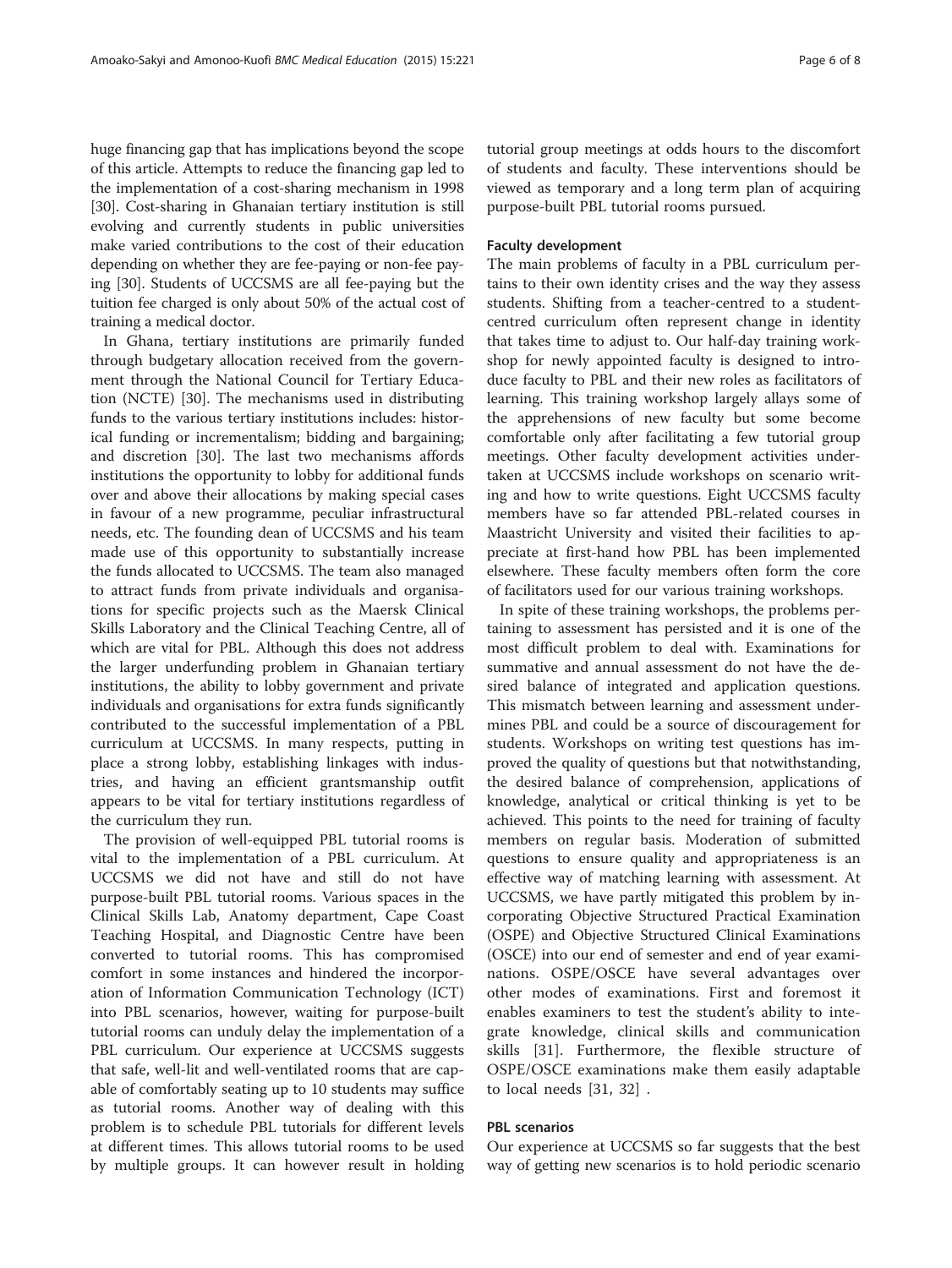huge financing gap that has implications beyond the scope of this article. Attempts to reduce the financing gap led to the implementation of a cost-sharing mechanism in 1998 [30]. Cost-sharing in Ghanaian tertiary institution is still evolving and currently students in public universities make varied contributions to the cost of their education depending on whether they are fee-paying or non-fee paying [30]. Students of UCCSMS are all fee-paying but the tuition fee charged is only about 50% of the actual cost of training a medical doctor.

In Ghana, tertiary institutions are primarily funded through budgetary allocation received from the government through the National Council for Tertiary Education (NCTE) [30]. The mechanisms used in distributing funds to the various tertiary institutions includes: historical funding or incrementalism; bidding and bargaining; and discretion [30]. The last two mechanisms affords institutions the opportunity to lobby for additional funds over and above their allocations by making special cases in favour of a new programme, peculiar infrastructural needs, etc. The founding dean of UCCSMS and his team made use of this opportunity to substantially increase the funds allocated to UCCSMS. The team also managed to attract funds from private individuals and organisations for specific projects such as the Maersk Clinical Skills Laboratory and the Clinical Teaching Centre, all of which are vital for PBL. Although this does not address the larger underfunding problem in Ghanaian tertiary institutions, the ability to lobby government and private individuals and organisations for extra funds significantly contributed to the successful implementation of a PBL curriculum at UCCSMS. In many respects, putting in place a strong lobby, establishing linkages with industries, and having an efficient grantsmanship outfit appears to be vital for tertiary institutions regardless of the curriculum they run.

The provision of well-equipped PBL tutorial rooms is vital to the implementation of a PBL curriculum. At UCCSMS we did not have and still do not have purpose-built PBL tutorial rooms. Various spaces in the Clinical Skills Lab, Anatomy department, Cape Coast Teaching Hospital, and Diagnostic Centre have been converted to tutorial rooms. This has compromised comfort in some instances and hindered the incorporation of Information Communication Technology (ICT) into PBL scenarios, however, waiting for purpose-built tutorial rooms can unduly delay the implementation of a PBL curriculum. Our experience at UCCSMS suggests that safe, well-lit and well-ventilated rooms that are capable of comfortably seating up to 10 students may suffice as tutorial rooms. Another way of dealing with this problem is to schedule PBL tutorials for different levels at different times. This allows tutorial rooms to be used by multiple groups. It can however result in holding tutorial group meetings at odds hours to the discomfort of students and faculty. These interventions should be viewed as temporary and a long term plan of acquiring purpose-built PBL tutorial rooms pursued.

#### Faculty development

The main problems of faculty in a PBL curriculum pertains to their own identity crises and the way they assess students. Shifting from a teacher-centred to a student-centred curriculum often represent change in identity that takes time to adjust to. Our half-day training workshop for newly appointed faculty is designed to introduce faculty to PBL and their new roles as facilitators of learning. This training workshop largely allays some of the apprehensions of new faculty but some become comfortable only after facilitating a few tutorial group meetings. Other faculty development activities undertaken at UCCSMS include workshops on scenario writing and how to write questions. Eight UCCSMS faculty members have so far attended PBL-related courses in Maastricht University and visited their facilities to appreciate at first-hand how PBL has been implemented elsewhere. These faculty members often form the core of facilitators used for our various training workshops.

In spite of these training workshops, the problems pertaining to assessment has persisted and it is one of the most difficult problem to deal with. Examinations for summative and annual assessment do not have the desired balance of integrated and application questions. This mismatch between learning and assessment undermines PBL and could be a source of discouragement for students. Workshops on writing test questions has improved the quality of questions but that notwithstanding, the desired balance of comprehension, applications of knowledge, analytical or critical thinking is yet to be achieved. This points to the need for training of faculty members on regular basis. Moderation of submitted questions to ensure quality and appropriateness is an effective way of matching learning with assessment. At UCCSMS, we have partly mitigated this problem by incorporating Objective Structured Practical Examination (OSPE) and Objective Structured Clinical Examinations (OSCE) into our end of semester and end of year examinations. OSPE/OSCE have several advantages over other modes of examinations. First and foremost it enables examiners to test the student's ability to integrate knowledge, clinical skills and communication skills [31]. Furthermore, the flexible structure of OSPE/OSCE examinations make them easily adaptable to local needs [31, 32] .

#### PBL scenarios

Our experience at UCCSMS so far suggests that the best way of getting new scenarios is to hold periodic scenario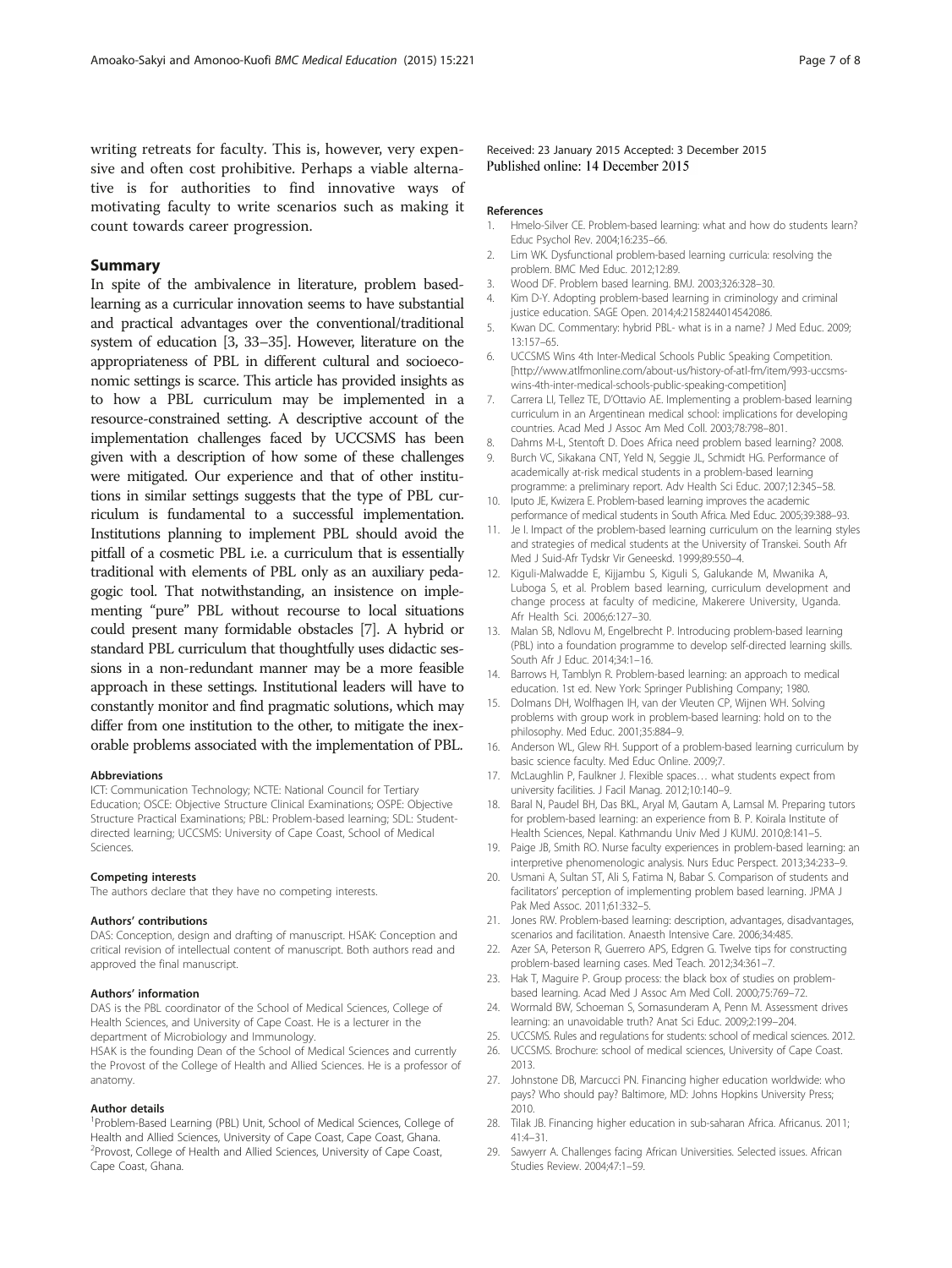writing retreats for faculty. This is, however, very expensive and often cost prohibitive. Perhaps a viable alternative is for authorities to find innovative ways of motivating faculty to write scenarios such as making it count towards career progression.

## Summary

In spite of the ambivalence in literature, problem based-learning as a curricular innovation seems to have substantial and practical advantages over the conventional/traditional system of education [3, 33–35]. However, literature on the appropriateness of PBL in different cultural and socioeconomic settings is scarce. This article has provided insights as to how a PBL curriculum may be implemented in a resource-constrained setting. A descriptive account of the implementation challenges faced by UCCSMS has been given with a description of how some of these challenges were mitigated. Our experience and that of other institutions in similar settings suggests that the type of PBL curriculum is fundamental to a successful implementation. Institutions planning to implement PBL should avoid the pitfall of a cosmetic PBL i.e. a curriculum that is essentially traditional with elements of PBL only as an auxiliary pedagogic tool. That notwithstanding, an insistence on implementing "pure" PBL without recourse to local situations could present many formidable obstacles [7]. A hybrid or standard PBL curriculum that thoughtfully uses didactic sessions in a non-redundant manner may be a more feasible approach in these settings. Institutional leaders will have to constantly monitor and find pragmatic solutions, which may differ from one institution to the other, to mitigate the inexorable problems associated with the implementation of PBL.

#### Abbreviations

ICT: Communication Technology; NCTE: National Council for Tertiary Education; OSCE: Objective Structure Clinical Examinations; OSPE: Objective Structure Practical Examinations; PBL: Problem-based learning; SDL: Student-directed learning; UCCSMS: University of Cape Coast, School of Medical Sciences.

#### Competing interests

The authors declare that they have no competing interests.

#### Authors' contributions

DAS: Conception, design and drafting of manuscript. HSAK: Conception and critical revision of intellectual content of manuscript. Both authors read and approved the final manuscript.

#### Authors' information

DAS is the PBL coordinator of the School of Medical Sciences, College of Health Sciences, and University of Cape Coast. He is a lecturer in the department of Microbiology and Immunology.

HSAK is the founding Dean of the School of Medical Sciences and currently the Provost of the College of Health and Allied Sciences. He is a professor of anatomy.

#### Author details

[1]Problem-Based Learning (PBL) Unit, School of Medical Sciences, College of Health and Allied Sciences, University of Cape Coast, Cape Coast, Ghana. [2]Provost, College of Health and Allied Sciences, University of Cape Coast, Cape Coast, Ghana.

Received: 23 January 2015 Accepted: 3 December 2015
Published online: 14 December 2015

#### References

1. Hmelo-Silver CE. Problem-based learning: what and how do students learn? Educ Psychol Rev. 2004;16:235–66.
2. Lim WK. Dysfunctional problem-based learning curricula: resolving the problem. BMC Med Educ. 2012;12:89.
3. Wood DF. Problem based learning. BMJ. 2003;326:328–30.
4. Kim D-Y. Adopting problem-based learning in criminology and criminal justice education. SAGE Open. 2014;4:2158244014542086.
5. Kwan DC. Commentary: hybrid PBL- what is in a name? J Med Educ. 2009; 13:157–65.
6. UCCSMS Wins 4th Inter-Medical Schools Public Speaking Competition. [http://www.atlfmonline.com/about-us/history-of-atl-fm/item/993-uccsms-wins-4th-inter-medical-schools-public-speaking-competition]
7. Carrera LI, Tellez TE, D'Ottavio AE. Implementing a problem-based learning curriculum in an Argentinean medical school: implications for developing countries. Acad Med J Assoc Am Med Coll. 2003;78:798–801.
8. Dahms M-L, Stentoft D. Does Africa need problem based learning? 2008.
9. Burch VC, Sikakana CNT, Yeld N, Seggie JL, Schmidt HG. Performance of academically at-risk medical students in a problem-based learning programme: a preliminary report. Adv Health Sci Educ. 2007;12:345–58.
10. Iputo JE, Kwizera E. Problem-based learning improves the academic performance of medical students in South Africa. Med Educ. 2005;39:388–93.
11. Je I. Impact of the problem-based learning curriculum on the learning styles and strategies of medical students at the University of Transkei. South Afr Med J Suid-Afr Tydskr Vir Geneeskd. 1999;89:550–4.
12. Kiguli-Malwadde E, Kijjambu S, Kiguli S, Galukande M, Mwanika A, Luboga S, et al. Problem based learning, curriculum development and change process at faculty of medicine, Makerere University, Uganda. Afr Health Sci. 2006;6:127–30.
13. Malan SB, Ndlovu M, Engelbrecht P. Introducing problem-based learning (PBL) into a foundation programme to develop self-directed learning skills. South Afr J Educ. 2014;34:1–16.
14. Barrows H, Tamblyn R. Problem-based learning: an approach to medical education. 1st ed. New York: Springer Publishing Company; 1980.
15. Dolmans DH, Wolfhagen IH, van der Vleuten CP, Wijnen WH. Solving problems with group work in problem-based learning: hold on to the philosophy. Med Educ. 2001;35:884–9.
16. Anderson WL, Glew RH. Support of a problem-based learning curriculum by basic science faculty. Med Educ Online. 2009;7.
17. McLaughlin P, Faulkner J. Flexible spaces… what students expect from university facilities. J Facil Manag. 2012;10:140–9.
18. Baral N, Paudel BH, Das BKL, Aryal M, Gautam A, Lamsal M. Preparing tutors for problem-based learning: an experience from B. P. Koirala Institute of Health Sciences, Nepal. Kathmandu Univ Med J KUMJ. 2010;8:141–5.
19. Paige JB, Smith RO. Nurse faculty experiences in problem-based learning: an interpretive phenomenologic analysis. Nurs Educ Perspect. 2013;34:233–9.
20. Usmani A, Sultan ST, Ali S, Fatima N, Babar S. Comparison of students and facilitators' perception of implementing problem based learning. JPMA J Pak Med Assoc. 2011;61:332–5.
21. Jones RW. Problem-based learning: description, advantages, disadvantages, scenarios and facilitation. Anaesth Intensive Care. 2006;34:485.
22. Azer SA, Peterson R, Guerrero APS, Edgren G. Twelve tips for constructing problem-based learning cases. Med Teach. 2012;34:361–7.
23. Hak T, Maguire P. Group process: the black box of studies on problem-based learning. Acad Med J Assoc Am Med Coll. 2000;75:769–72.
24. Wormald BW, Schoeman S, Somasunderam A, Penn M. Assessment drives learning: an unavoidable truth? Anat Sci Educ. 2009;2:199–204.
25. UCCSMS. Rules and regulations for students: school of medical sciences. 2012.
26. UCCSMS. Brochure: school of medical sciences, University of Cape Coast. 2013.
27. Johnstone DB, Marcucci PN. Financing higher education worldwide: who pays? Who should pay? Baltimore, MD: Johns Hopkins University Press; 2010.
28. Tilak JB. Financing higher education in sub-saharan Africa. Africanus. 2011; 41:4–31.
29. Sawyerr A. Challenges facing African Universities. Selected issues. African Studies Review. 2004;47:1–59.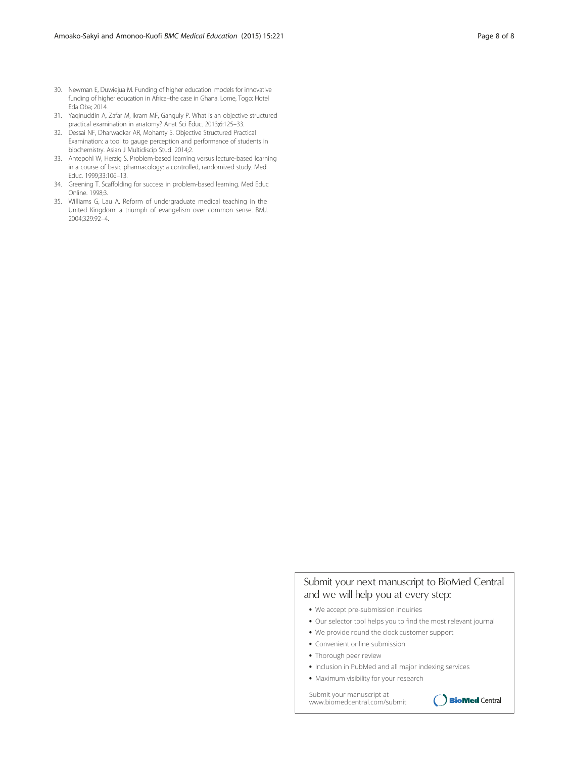30. Newman E, Duwiejua M. Funding of higher education: models for innovative funding of higher education in Africa–the case in Ghana. Lome, Togo: Hotel Eda Oba; 2014.
31. Yaqinuddin A, Zafar M, Ikram MF, Ganguly P. What is an objective structured practical examination in anatomy? Anat Sci Educ. 2013;6:125–33.
32. Dessai NF, Dharwadkar AR, Mohanty S. Objective Structured Practical Examination: a tool to gauge perception and performance of students in biochemistry. Asian J Multidiscip Stud. 2014;2.
33. Antepohl W, Herzig S. Problem-based learning versus lecture-based learning in a course of basic pharmacology: a controlled, randomized study. Med Educ. 1999;33:106–13.
34. Greening T. Scaffolding for success in problem-based learning. Med Educ Online. 1998;3.
35. Williams G, Lau A. Reform of undergraduate medical teaching in the United Kingdom: a triumph of evangelism over common sense. BMJ. 2004;329:92–4.

Submit your next manuscript to BioMed Central and we will help you at every step:

- We accept pre-submission inquiries
- Our selector tool helps you to find the most relevant journal
- We provide round the clock customer support
- Convenient online submission
- Thorough peer review
- Inclusion in PubMed and all major indexing services
- Maximum visibility for your research

Submit your manuscript at
www.biomedcentral.com/submit

BioMed Central